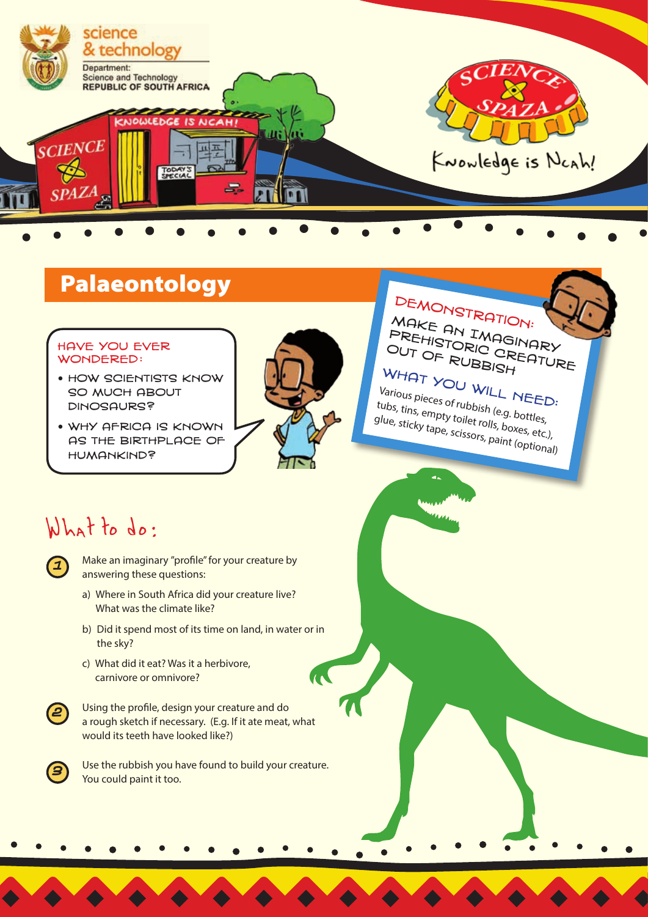science & technology

Department: Science and Technology REPUBLIC OF SOUTH AFRICA

Knowledge is Ncah!

# Palaeontology

## Have you ever wondered:

- How scientists know so much about dinosaurs?
- Why Africa is known as the birthplace of humankind?

## Demonstration: Make an imaginary prehistoric creature out of rubbish

### What you will need:

Various pieces of rubbish (e.g. bottles, tubs, tins, empty toilet rolls, boxes, etc.), glue, sticky tape, scissors, paint (optional)

## What to do:

1. Make an imaginary "profile" for your creature by answering these questions:

   a) Where in South Africa did your creature live? What was the climate like?

   b) Did it spend most of its time on land, in water or in the sky?

   c) What did it eat? Was it a herbivore, carnivore or omnivore?

2. Using the profile, design your creature and do a rough sketch if necessary. (E.g. If it ate meat, what would its teeth have looked like?)

3. Use the rubbish you have found to build your creature. You could paint it too.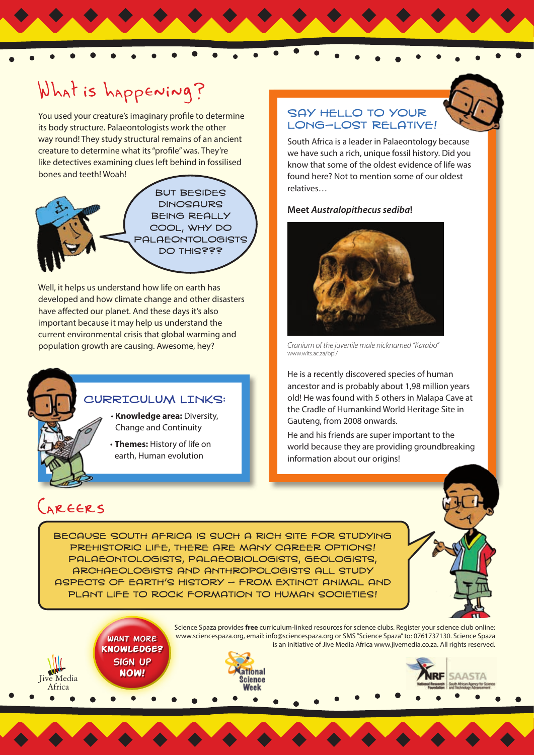# What is happening?

You used your creature's imaginary profile to determine its body structure. Palaeontologists work the other way round! They study structural remains of an ancient creature to determine what its "profile" was. They're like detectives examining clues left behind in fossilised bones and teeth! Woah!

BUT BESIDES DINOSAURS BEING REALLY COOL, WHY DO PALAEONTOLOGISTS DO THIS???

Well, it helps us understand how life on earth has developed and how climate change and other disasters have affected our planet. And these days it's also important because it may help us understand the current environmental crisis that global warming and population growth are causing. Awesome, hey?

## CURRICULUM LINKS:

- **Knowledge area:** Diversity, Change and Continuity
- **Themes:** History of life on earth, Human evolution

## SAY HELLO TO YOUR LONG-LOST RELATIVE!

South Africa is a leader in Palaeontology because we have such a rich, unique fossil history. Did you know that some of the oldest evidence of life was found here? Not to mention some of our oldest relatives…

**Meet *Australopithecus sediba*!**

*Cranium of the juvenile male nicknamed "Karabo"*
www.wits.ac.za/bpi/

He is a recently discovered species of human ancestor and is probably about 1,98 million years old! He was found with 5 others in Malapa Cave at the Cradle of Humankind World Heritage Site in Gauteng, from 2008 onwards.

He and his friends are super important to the world because they are providing groundbreaking information about our origins!

# Careers

BECAUSE SOUTH AFRICA IS SUCH A RICH SITE FOR STUDYING PREHISTORIC LIFE, THERE ARE MANY CAREER OPTIONS! PALAEONTOLOGISTS, PALAEOBIOLOGISTS, GEOLOGISTS, ARCHAEOLOGISTS AND ANTHROPOLOGISTS ALL STUDY ASPECTS OF EARTH'S HISTORY – FROM EXTINCT ANIMAL AND PLANT LIFE TO ROCK FORMATION TO HUMAN SOCIETIES!

WANT MORE KNOWLEDGE? SIGN UP NOW!

Science Spaza provides **free** curriculum-linked resources for science clubs. Register your science club online: www.sciencespaza.org, email: info@sciencespaza.org or SMS "Science Spaza" to: 0761737130. Science Spaza is an initiative of Jive Media Africa www.jivemedia.co.za. All rights reserved.